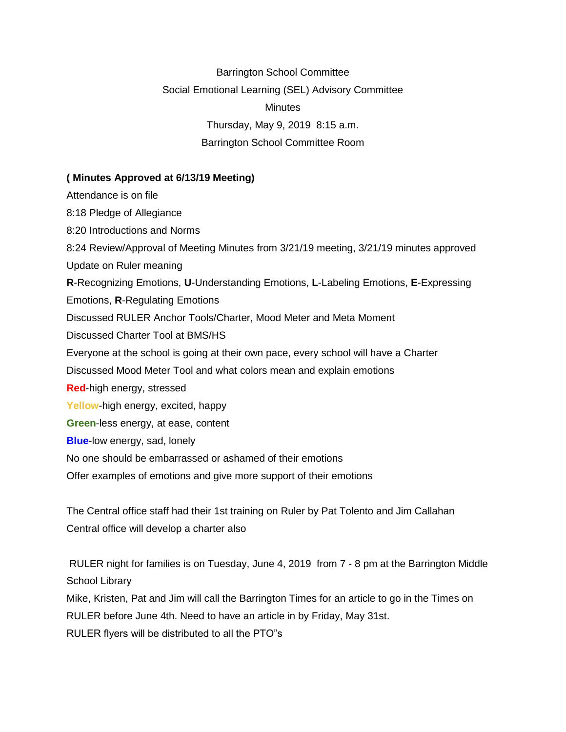Barrington School Committee

Social Emotional Learning (SEL) Advisory Committee

Minutes

Thursday, May 9, 2019 8:15 a.m.

Barrington School Committee Room

**( Minutes Approved at 6/13/19 Meeting)**

Attendance is on file

8:18 Pledge of Allegiance

8:20 Introductions and Norms

8:24 Review/Approval of Meeting Minutes from 3/21/19 meeting, 3/21/19 minutes approved

Update on Ruler meaning

**R**-Recognizing Emotions, **U**-Understanding Emotions, **L**-Labeling Emotions, **E**-Expressing Emotions, **R**-Regulating Emotions

Discussed RULER Anchor Tools/Charter, Mood Meter and Meta Moment

Discussed Charter Tool at BMS/HS

Everyone at the school is going at their own pace, every school will have a Charter

Discussed Mood Meter Tool and what colors mean and explain emotions

**Red**-high energy, stressed

**Yellow**-high energy, excited, happy

**Green**-less energy, at ease, content

**Blue**-low energy, sad, lonely

No one should be embarrassed or ashamed of their emotions

Offer examples of emotions and give more support of their emotions

The Central office staff had their 1st training on Ruler by Pat Tolento and Jim Callahan

Central office will develop a charter also

RULER night for families is on Tuesday, June 4, 2019 from 7 - 8 pm at the Barrington Middle School Library

Mike, Kristen, Pat and Jim will call the Barrington Times for an article to go in the Times on RULER before June 4th. Need to have an article in by Friday, May 31st.

RULER flyers will be distributed to all the PTO"s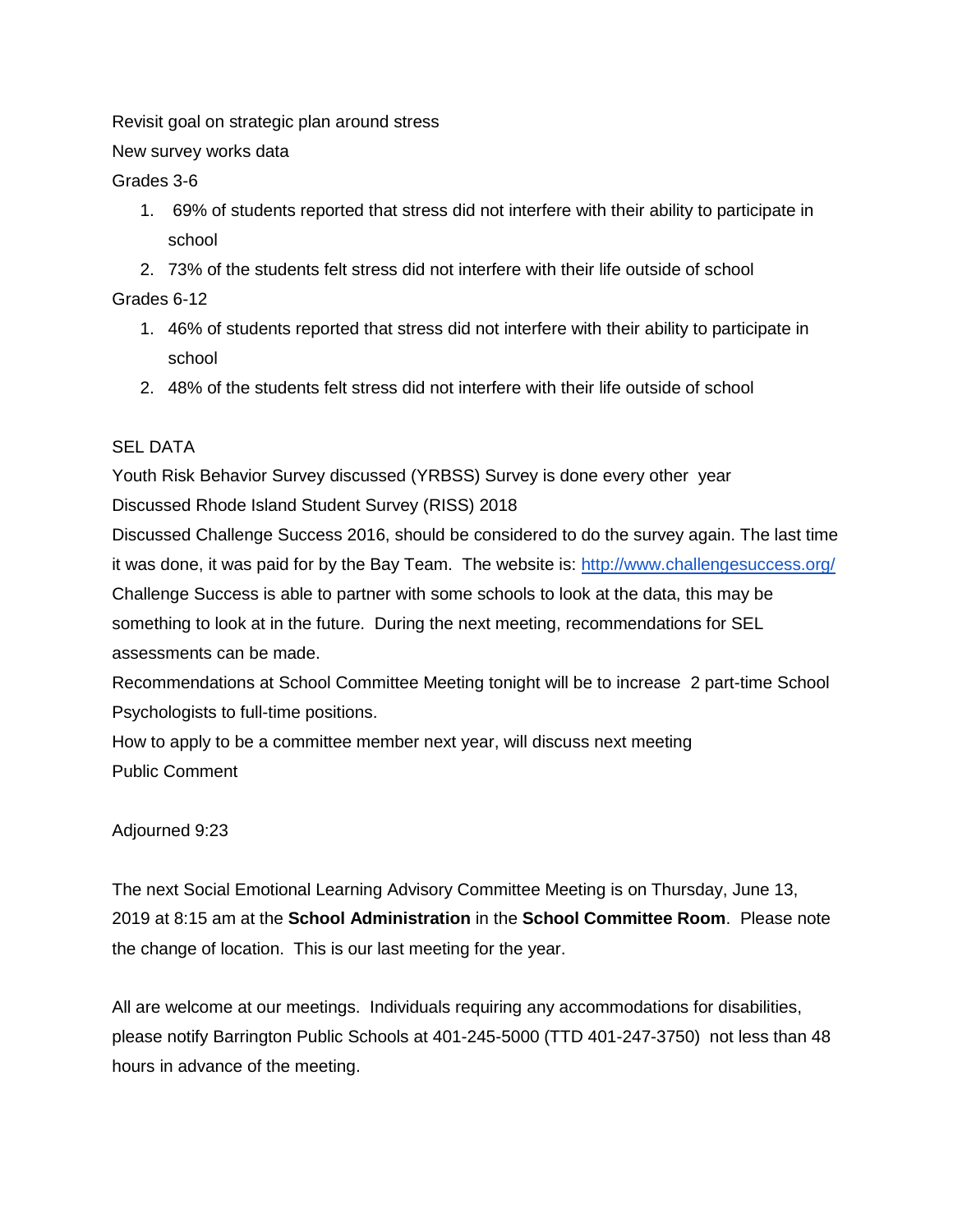Revisit goal on strategic plan around stress

New survey works data

Grades 3-6

1. 69% of students reported that stress did not interfere with their ability to participate in school
2. 73% of the students felt stress did not interfere with their life outside of school

Grades 6-12

1. 46% of students reported that stress did not interfere with their ability to participate in school
2. 48% of the students felt stress did not interfere with their life outside of school

SEL DATA

Youth Risk Behavior Survey discussed (YRBSS) Survey is done every other year

Discussed Rhode Island Student Survey (RISS) 2018

Discussed Challenge Success 2016, should be considered to do the survey again. The last time it was done, it was paid for by the Bay Team. The website is: [http://www.challengesuccess.org/](http://www.challengesuccess.org/)

Challenge Success is able to partner with some schools to look at the data, this may be something to look at in the future. During the next meeting, recommendations for SEL assessments can be made.

Recommendations at School Committee Meeting tonight will be to increase 2 part-time School Psychologists to full-time positions.

How to apply to be a committee member next year, will discuss next meeting

Public Comment

Adjourned 9:23

The next Social Emotional Learning Advisory Committee Meeting is on Thursday, June 13, 2019 at 8:15 am at the **School Administration** in the **School Committee Room**. Please note the change of location. This is our last meeting for the year.

All are welcome at our meetings. Individuals requiring any accommodations for disabilities, please notify Barrington Public Schools at 401-245-5000 (TTD 401-247-3750) not less than 48 hours in advance of the meeting.